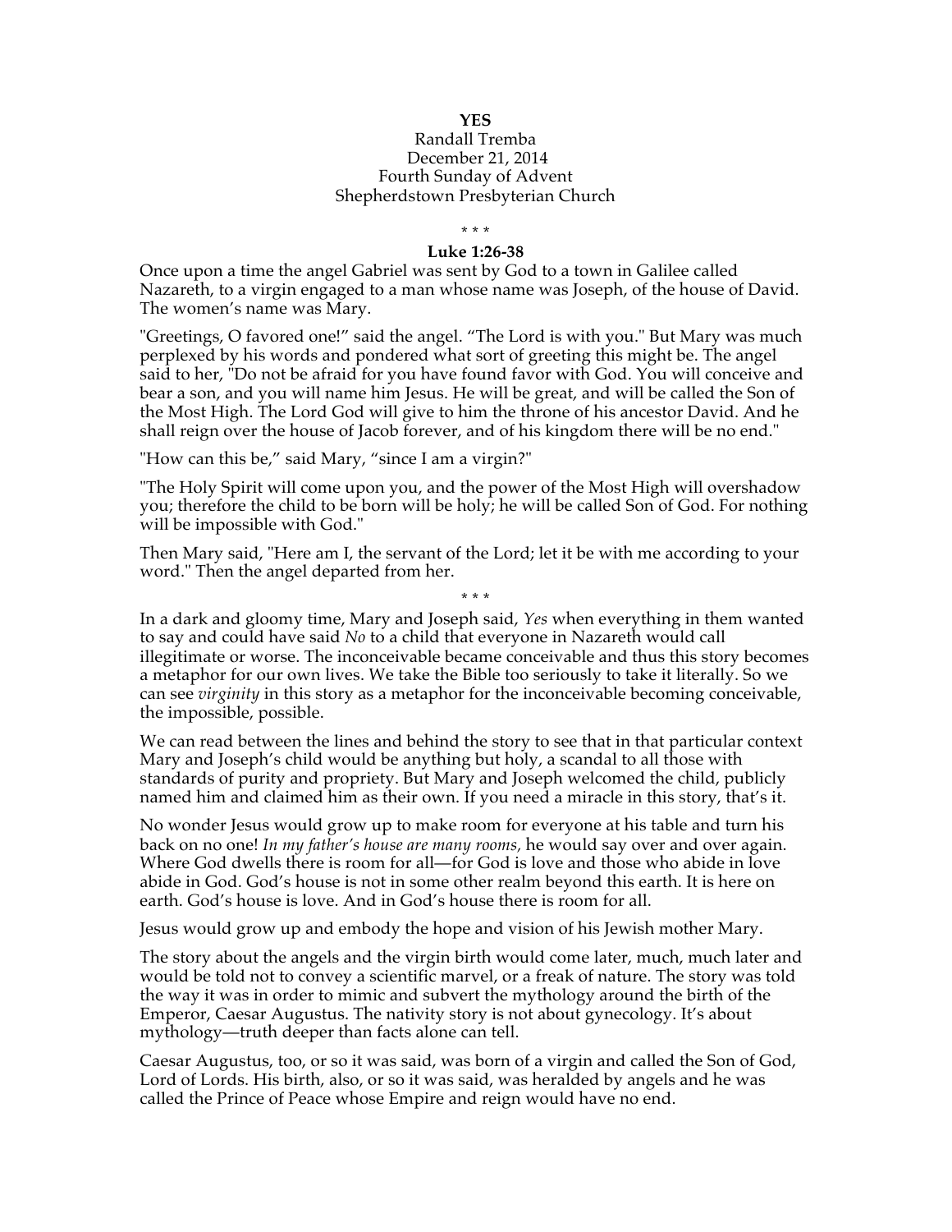**YES**

Randall Tremba
December 21, 2014
Fourth Sunday of Advent
Shepherdstown Presbyterian Church

\* \* \*

**Luke 1:26-38**

Once upon a time the angel Gabriel was sent by God to a town in Galilee called Nazareth, to a virgin engaged to a man whose name was Joseph, of the house of David. The women's name was Mary.

"Greetings, O favored one!" said the angel. "The Lord is with you." But Mary was much perplexed by his words and pondered what sort of greeting this might be. The angel said to her, "Do not be afraid for you have found favor with God. You will conceive and bear a son, and you will name him Jesus. He will be great, and will be called the Son of the Most High. The Lord God will give to him the throne of his ancestor David. And he shall reign over the house of Jacob forever, and of his kingdom there will be no end."

"How can this be," said Mary, "since I am a virgin?"

"The Holy Spirit will come upon you, and the power of the Most High will overshadow you; therefore the child to be born will be holy; he will be called Son of God. For nothing will be impossible with God."

Then Mary said, "Here am I, the servant of the Lord; let it be with me according to your word." Then the angel departed from her.

\* \* \*

In a dark and gloomy time, Mary and Joseph said, *Yes* when everything in them wanted to say and could have said *No* to a child that everyone in Nazareth would call illegitimate or worse. The inconceivable became conceivable and thus this story becomes a metaphor for our own lives. We take the Bible too seriously to take it literally. So we can see *virginity* in this story as a metaphor for the inconceivable becoming conceivable, the impossible, possible.

We can read between the lines and behind the story to see that in that particular context Mary and Joseph's child would be anything but holy, a scandal to all those with standards of purity and propriety. But Mary and Joseph welcomed the child, publicly named him and claimed him as their own. If you need a miracle in this story, that's it.

No wonder Jesus would grow up to make room for everyone at his table and turn his back on no one! *In my father's house are many rooms,* he would say over and over again. Where God dwells there is room for all—for God is love and those who abide in love abide in God. God's house is not in some other realm beyond this earth. It is here on earth. God's house is love. And in God's house there is room for all.

Jesus would grow up and embody the hope and vision of his Jewish mother Mary.

The story about the angels and the virgin birth would come later, much, much later and would be told not to convey a scientific marvel, or a freak of nature. The story was told the way it was in order to mimic and subvert the mythology around the birth of the Emperor, Caesar Augustus. The nativity story is not about gynecology. It's about mythology—truth deeper than facts alone can tell.

Caesar Augustus, too, or so it was said, was born of a virgin and called the Son of God, Lord of Lords. His birth, also, or so it was said, was heralded by angels and he was called the Prince of Peace whose Empire and reign would have no end.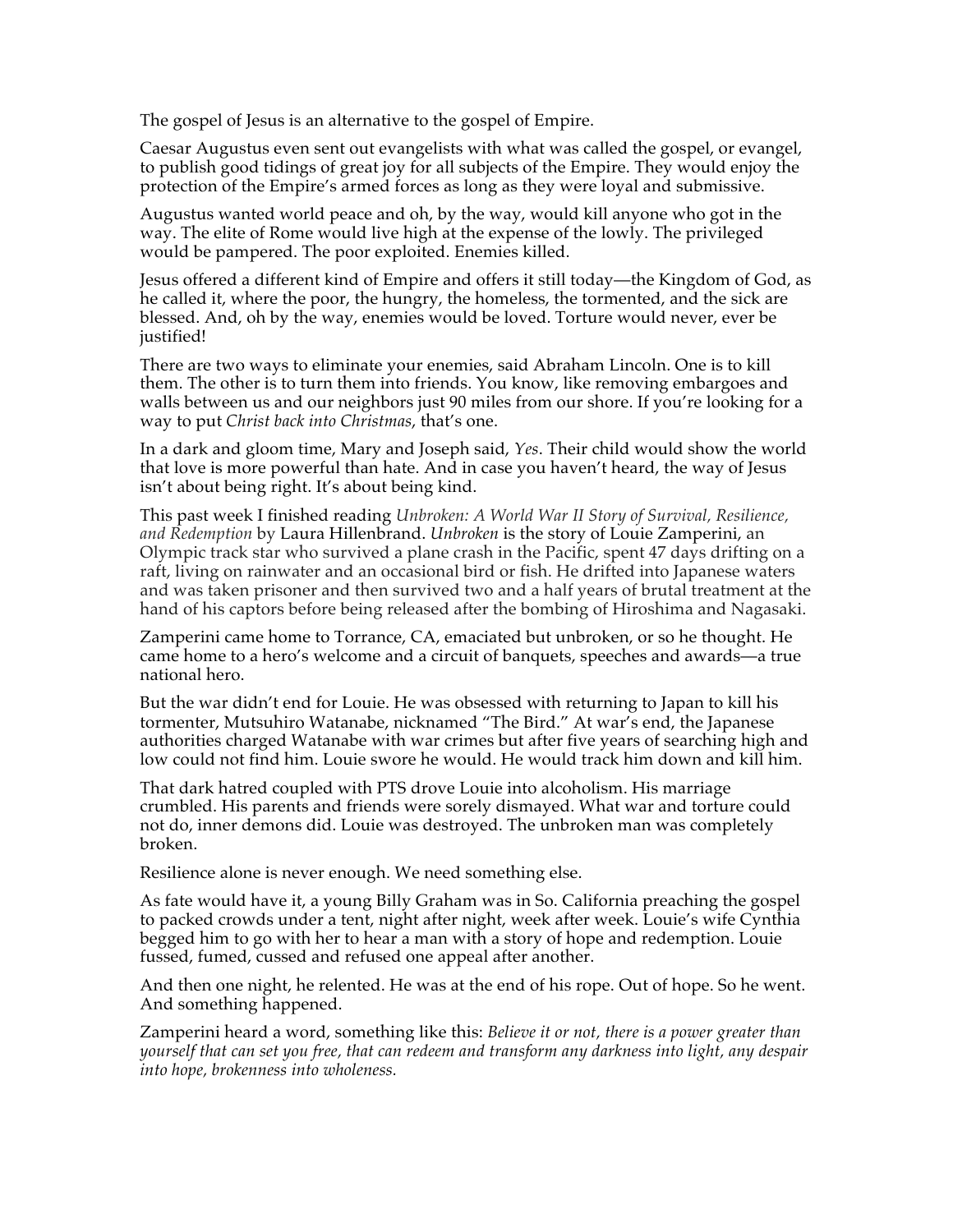The gospel of Jesus is an alternative to the gospel of Empire.

Caesar Augustus even sent out evangelists with what was called the gospel, or evangel, to publish good tidings of great joy for all subjects of the Empire. They would enjoy the protection of the Empire's armed forces as long as they were loyal and submissive.

Augustus wanted world peace and oh, by the way, would kill anyone who got in the way. The elite of Rome would live high at the expense of the lowly. The privileged would be pampered. The poor exploited. Enemies killed.

Jesus offered a different kind of Empire and offers it still today—the Kingdom of God, as he called it, where the poor, the hungry, the homeless, the tormented, and the sick are blessed. And, oh by the way, enemies would be loved. Torture would never, ever be justified!

There are two ways to eliminate your enemies, said Abraham Lincoln. One is to kill them. The other is to turn them into friends. You know, like removing embargoes and walls between us and our neighbors just 90 miles from our shore. If you're looking for a way to put *Christ back into Christmas*, that's one.

In a dark and gloom time, Mary and Joseph said, *Yes*. Their child would show the world that love is more powerful than hate. And in case you haven't heard, the way of Jesus isn't about being right. It's about being kind.

This past week I finished reading *Unbroken: A World War II Story of Survival, Resilience, and Redemption* by Laura Hillenbrand. *Unbroken* is the story of Louie Zamperini, an Olympic track star who survived a plane crash in the Pacific, spent 47 days drifting on a raft, living on rainwater and an occasional bird or fish. He drifted into Japanese waters and was taken prisoner and then survived two and a half years of brutal treatment at the hand of his captors before being released after the bombing of Hiroshima and Nagasaki.

Zamperini came home to Torrance, CA, emaciated but unbroken, or so he thought. He came home to a hero's welcome and a circuit of banquets, speeches and awards—a true national hero.

But the war didn't end for Louie. He was obsessed with returning to Japan to kill his tormenter, Mutsuhiro Watanabe, nicknamed "The Bird." At war's end, the Japanese authorities charged Watanabe with war crimes but after five years of searching high and low could not find him. Louie swore he would. He would track him down and kill him.

That dark hatred coupled with PTS drove Louie into alcoholism. His marriage crumbled. His parents and friends were sorely dismayed. What war and torture could not do, inner demons did. Louie was destroyed. The unbroken man was completely broken.

Resilience alone is never enough. We need something else.

As fate would have it, a young Billy Graham was in So. California preaching the gospel to packed crowds under a tent, night after night, week after week. Louie's wife Cynthia begged him to go with her to hear a man with a story of hope and redemption. Louie fussed, fumed, cussed and refused one appeal after another.

And then one night, he relented. He was at the end of his rope. Out of hope. So he went. And something happened.

Zamperini heard a word, something like this: *Believe it or not, there is a power greater than yourself that can set you free, that can redeem and transform any darkness into light, any despair into hope, brokenness into wholeness.*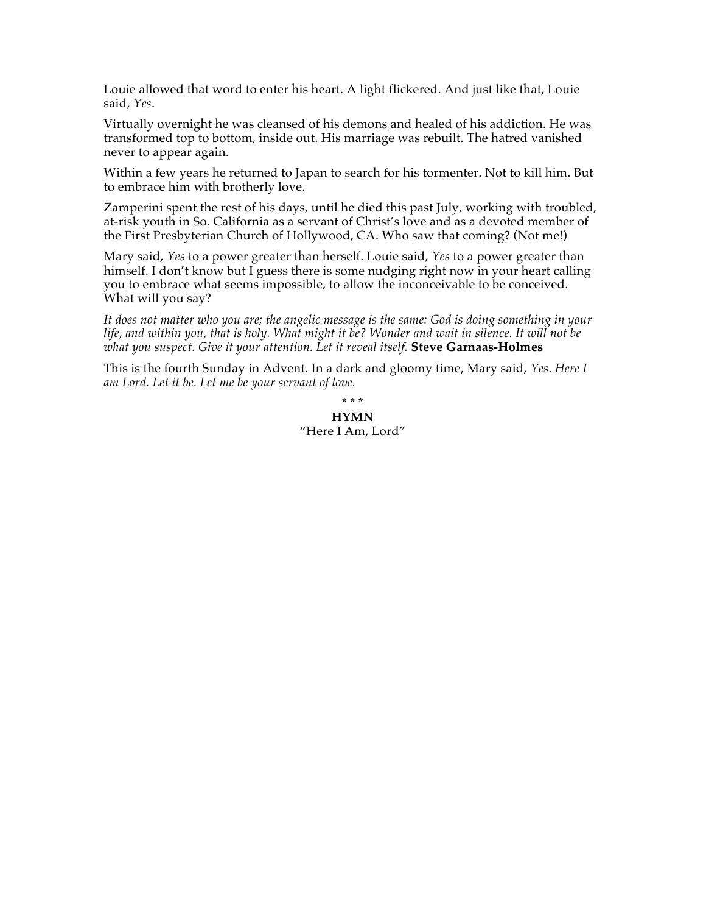Louie allowed that word to enter his heart. A light flickered. And just like that, Louie said, *Yes*.

Virtually overnight he was cleansed of his demons and healed of his addiction. He was transformed top to bottom, inside out. His marriage was rebuilt. The hatred vanished never to appear again.

Within a few years he returned to Japan to search for his tormenter. Not to kill him. But to embrace him with brotherly love.

Zamperini spent the rest of his days, until he died this past July, working with troubled, at-risk youth in So. California as a servant of Christ's love and as a devoted member of the First Presbyterian Church of Hollywood, CA. Who saw that coming? (Not me!)

Mary said, *Yes* to a power greater than herself. Louie said, *Yes* to a power greater than himself. I don't know but I guess there is some nudging right now in your heart calling you to embrace what seems impossible, to allow the inconceivable to be conceived. What will you say?

*It does not matter who you are; the angelic message is the same: God is doing something in your life, and within you, that is holy. What might it be? Wonder and wait in silence. It will not be what you suspect. Give it your attention. Let it reveal itself.* **Steve Garnaas-Holmes**

This is the fourth Sunday in Advent. In a dark and gloomy time, Mary said, *Yes*. *Here I am Lord. Let it be. Let me be your servant of love.*

\* \* \*

**HYMN**
"Here I Am, Lord"